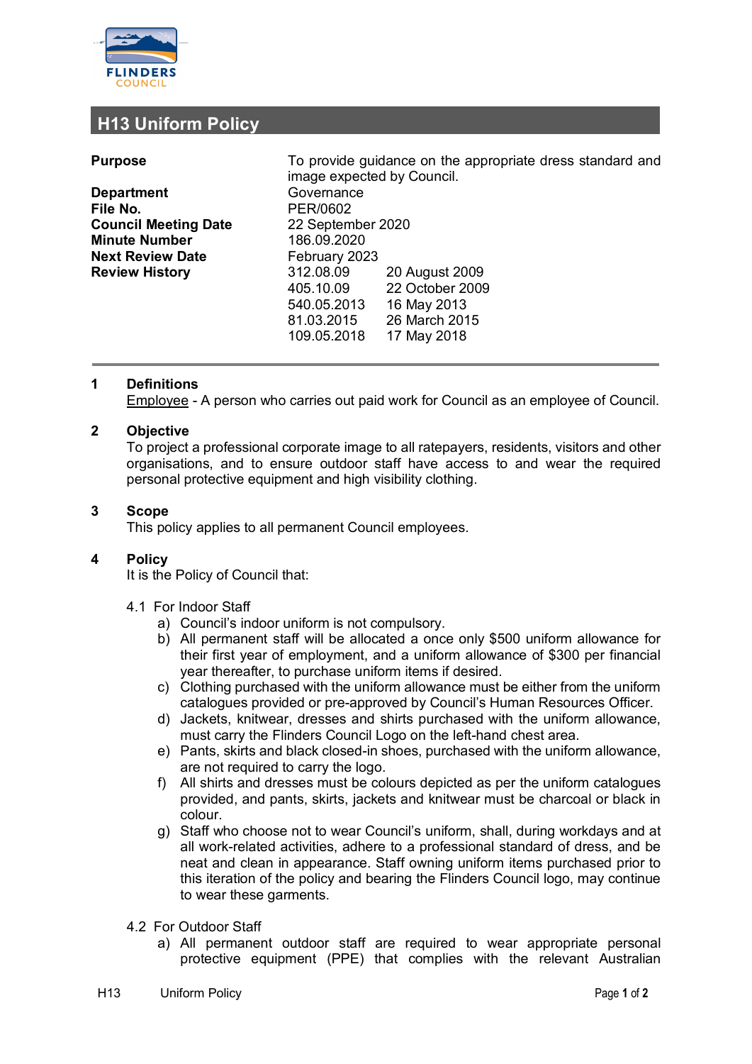# H13 Uniform Policy

| | | |
|---|---|---|
| **Purpose** | To provide guidance on the appropriate dress standard and image expected by Council. | |
| **Department** | Governance | |
| **File No.** | PER/0602 | |
| **Council Meeting Date** | 22 September 2020 | |
| **Minute Number** | 186.09.2020 | |
| **Next Review Date** | February 2023 | |
| **Review History** | 312.08.09 | 20 August 2009 |
| | 405.10.09 | 22 October 2009 |
| | 540.05.2013 | 16 May 2013 |
| | 81.03.2015 | 26 March 2015 |
| | 109.05.2018 | 17 May 2018 |

## 1 Definitions

Employee - A person who carries out paid work for Council as an employee of Council.

## 2 Objective

To project a professional corporate image to all ratepayers, residents, visitors and other organisations, and to ensure outdoor staff have access to and wear the required personal protective equipment and high visibility clothing.

## 3 Scope

This policy applies to all permanent Council employees.

## 4 Policy

It is the Policy of Council that:

4.1 For Indoor Staff

a) Council's indoor uniform is not compulsory.

b) All permanent staff will be allocated a once only $500 uniform allowance for their first year of employment, and a uniform allowance of $300 per financial year thereafter, to purchase uniform items if desired.

c) Clothing purchased with the uniform allowance must be either from the uniform catalogues provided or pre-approved by Council's Human Resources Officer.

d) Jackets, knitwear, dresses and shirts purchased with the uniform allowance, must carry the Flinders Council Logo on the left-hand chest area.

e) Pants, skirts and black closed-in shoes, purchased with the uniform allowance, are not required to carry the logo.

f) All shirts and dresses must be colours depicted as per the uniform catalogues provided, and pants, skirts, jackets and knitwear must be charcoal or black in colour.

g) Staff who choose not to wear Council's uniform, shall, during workdays and at all work-related activities, adhere to a professional standard of dress, and be neat and clean in appearance. Staff owning uniform items purchased prior to this iteration of the policy and bearing the Flinders Council logo, may continue to wear these garments.

4.2 For Outdoor Staff

a) All permanent outdoor staff are required to wear appropriate personal protective equipment (PPE) that complies with the relevant Australian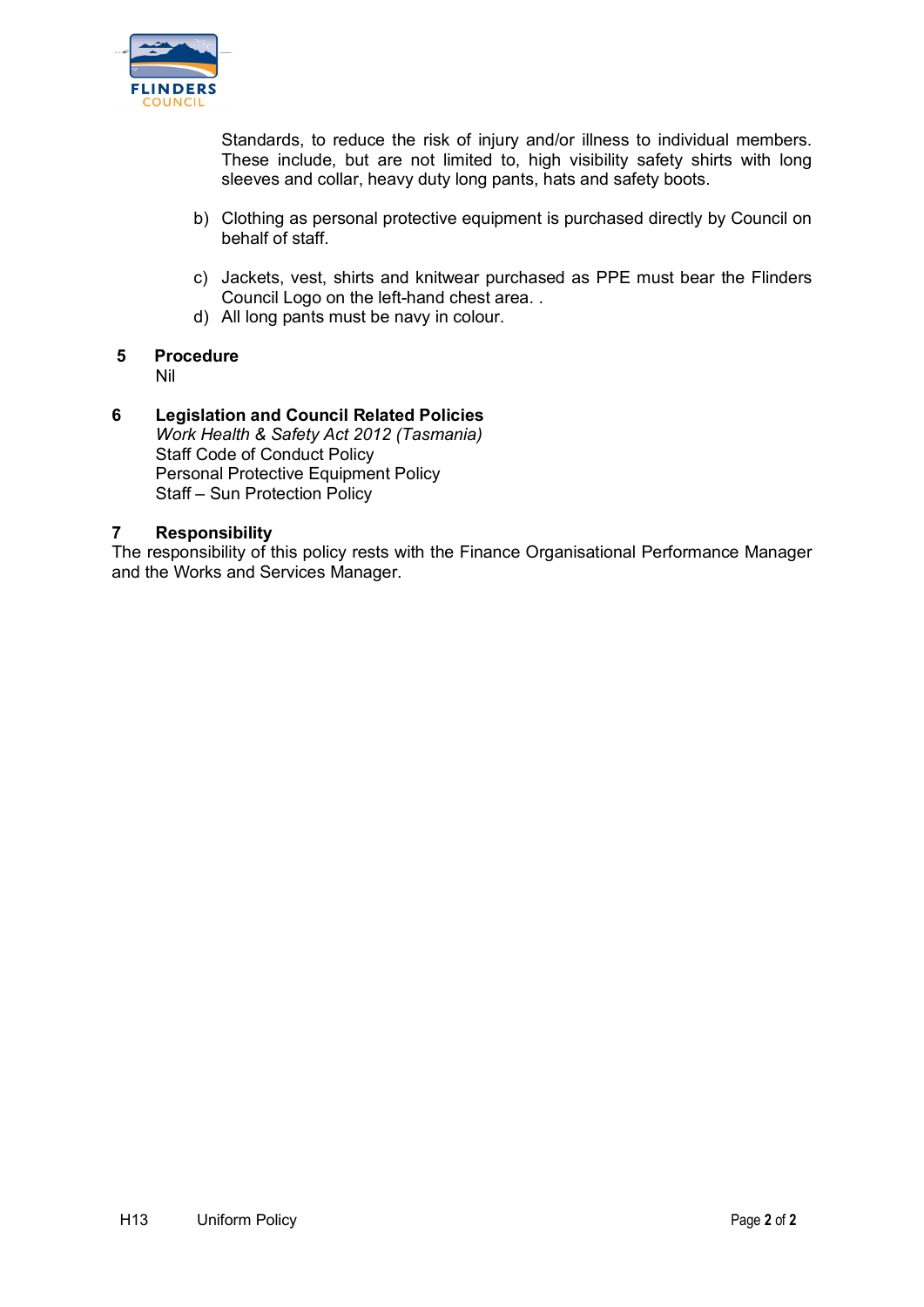Standards, to reduce the risk of injury and/or illness to individual members. These include, but are not limited to, high visibility safety shirts with long sleeves and collar, heavy duty long pants, hats and safety boots.

b) Clothing as personal protective equipment is purchased directly by Council on behalf of staff.

c) Jackets, vest, shirts and knitwear purchased as PPE must bear the Flinders Council Logo on the left-hand chest area. .

d) All long pants must be navy in colour.

## 5 Procedure

Nil

## 6 Legislation and Council Related Policies

*Work Health & Safety Act 2012 (Tasmania)*
Staff Code of Conduct Policy
Personal Protective Equipment Policy
Staff – Sun Protection Policy

## 7 Responsibility

The responsibility of this policy rests with the Finance Organisational Performance Manager and the Works and Services Manager.